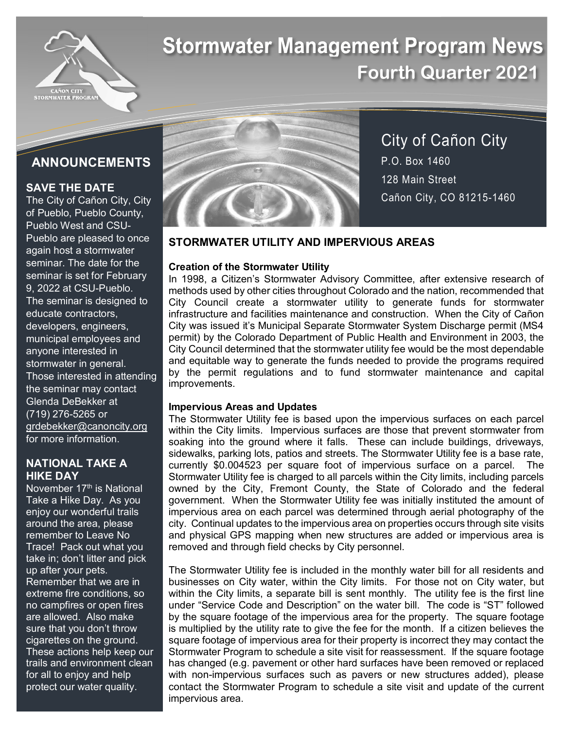# Stormwater Management Program News

## Fourth Quarter 2021

City of Cañon City
P.O. Box 1460
128 Main Street
Cañon City, CO 81215-1460

## ANNOUNCEMENTS

### SAVE THE DATE

The City of Cañon City, City of Pueblo, Pueblo County, Pueblo West and CSU-Pueblo are pleased to once again host a stormwater seminar. The date for the seminar is set for February 9, 2022 at CSU-Pueblo. The seminar is designed to educate contractors, developers, engineers, municipal employees and anyone interested in stormwater in general. Those interested in attending the seminar may contact Glenda DeBekker at (719) 276-5265 or grdebekker@canoncity.org for more information.

### NATIONAL TAKE A HIKE DAY

November 17th is National Take a Hike Day. As you enjoy our wonderful trails around the area, please remember to Leave No Trace! Pack out what you take in; don't litter and pick up after your pets. Remember that we are in extreme fire conditions, so no campfires or open fires are allowed. Also make sure that you don't throw cigarettes on the ground. These actions help keep our trails and environment clean for all to enjoy and help protect our water quality.

## STORMWATER UTILITY AND IMPERVIOUS AREAS

### Creation of the Stormwater Utility

In 1998, a Citizen's Stormwater Advisory Committee, after extensive research of methods used by other cities throughout Colorado and the nation, recommended that City Council create a stormwater utility to generate funds for stormwater infrastructure and facilities maintenance and construction. When the City of Cañon City was issued it's Municipal Separate Stormwater System Discharge permit (MS4 permit) by the Colorado Department of Public Health and Environment in 2003, the City Council determined that the stormwater utility fee would be the most dependable and equitable way to generate the funds needed to provide the programs required by the permit regulations and to fund stormwater maintenance and capital improvements.

### Impervious Areas and Updates

The Stormwater Utility fee is based upon the impervious surfaces on each parcel within the City limits. Impervious surfaces are those that prevent stormwater from soaking into the ground where it falls. These can include buildings, driveways, sidewalks, parking lots, patios and streets. The Stormwater Utility fee is a base rate, currently $0.004523 per square foot of impervious surface on a parcel. The Stormwater Utility fee is charged to all parcels within the City limits, including parcels owned by the City, Fremont County, the State of Colorado and the federal government. When the Stormwater Utility fee was initially instituted the amount of impervious area on each parcel was determined through aerial photography of the city. Continual updates to the impervious area on properties occurs through site visits and physical GPS mapping when new structures are added or impervious area is removed and through field checks by City personnel.

The Stormwater Utility fee is included in the monthly water bill for all residents and businesses on City water, within the City limits. For those not on City water, but within the City limits, a separate bill is sent monthly. The utility fee is the first line under "Service Code and Description" on the water bill. The code is "ST" followed by the square footage of the impervious area for the property. The square footage is multiplied by the utility rate to give the fee for the month. If a citizen believes the square footage of impervious area for their property is incorrect they may contact the Stormwater Program to schedule a site visit for reassessment. If the square footage has changed (e.g. pavement or other hard surfaces have been removed or replaced with non-impervious surfaces such as pavers or new structures added), please contact the Stormwater Program to schedule a site visit and update of the current impervious area.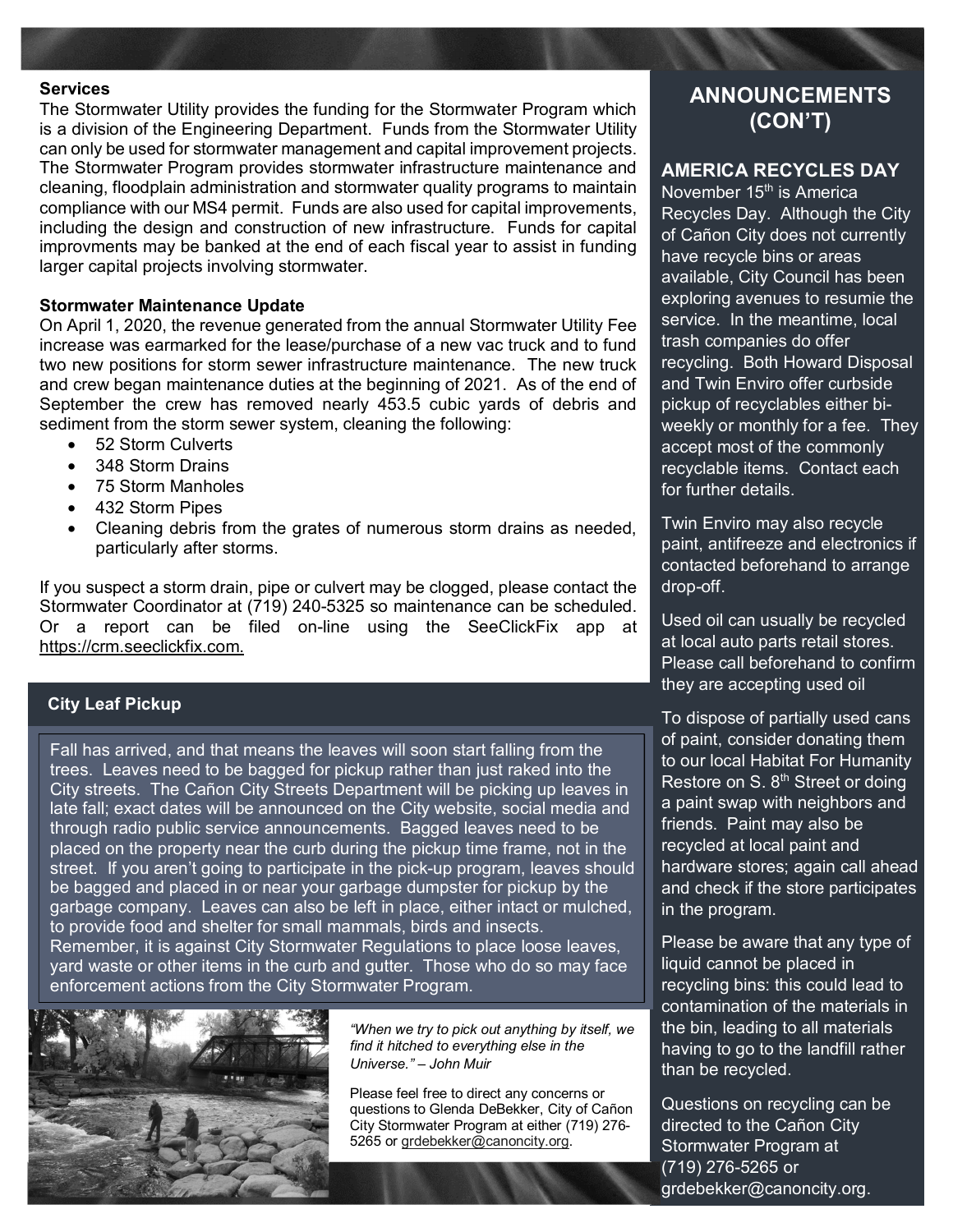**Services**

The Stormwater Utility provides the funding for the Stormwater Program which is a division of the Engineering Department. Funds from the Stormwater Utility can only be used for stormwater management and capital improvement projects. The Stormwater Program provides stormwater infrastructure maintenance and cleaning, floodplain administration and stormwater quality programs to maintain compliance with our MS4 permit. Funds are also used for capital improvements, including the design and construction of new infrastructure. Funds for capital improvments may be banked at the end of each fiscal year to assist in funding larger capital projects involving stormwater.

**Stormwater Maintenance Update**

On April 1, 2020, the revenue generated from the annual Stormwater Utility Fee increase was earmarked for the lease/purchase of a new vac truck and to fund two new positions for storm sewer infrastructure maintenance. The new truck and crew began maintenance duties at the beginning of 2021. As of the end of September the crew has removed nearly 453.5 cubic yards of debris and sediment from the storm sewer system, cleaning the following:

- 52 Storm Culverts
- 348 Storm Drains
- 75 Storm Manholes
- 432 Storm Pipes
- Cleaning debris from the grates of numerous storm drains as needed, particularly after storms.

If you suspect a storm drain, pipe or culvert may be clogged, please contact the Stormwater Coordinator at (719) 240-5325 so maintenance can be scheduled. Or a report can be filed on-line using the SeeClickFix app at https://crm.seeclickfix.com.

## City Leaf Pickup

Fall has arrived, and that means the leaves will soon start falling from the trees. Leaves need to be bagged for pickup rather than just raked into the City streets. The Cañon City Streets Department will be picking up leaves in late fall; exact dates will be announced on the City website, social media and through radio public service announcements. Bagged leaves need to be placed on the property near the curb during the pickup time frame, not in the street. If you aren't going to participate in the pick-up program, leaves should be bagged and placed in or near your garbage dumpster for pickup by the garbage company. Leaves can also be left in place, either intact or mulched, to provide food and shelter for small mammals, birds and insects. Remember, it is against City Stormwater Regulations to place loose leaves, yard waste or other items in the curb and gutter. Those who do so may face enforcement actions from the City Stormwater Program.

*"When we try to pick out anything by itself, we find it hitched to everything else in the Universe." – John Muir*

Please feel free to direct any concerns or questions to Glenda DeBekker, City of Cañon City Stormwater Program at either (719) 276-5265 or grdebekker@canoncity.org.

## ANNOUNCEMENTS (CON'T)

### AMERICA RECYCLES DAY

November 15th is America Recycles Day. Although the City of Cañon City does not currently have recycle bins or areas available, City Council has been exploring avenues to resumie the service. In the meantime, local trash companies do offer recycling. Both Howard Disposal and Twin Enviro offer curbside pickup of recyclables either bi-weekly or monthly for a fee. They accept most of the commonly recyclable items. Contact each for further details.

Twin Enviro may also recycle paint, antifreeze and electronics if contacted beforehand to arrange drop-off.

Used oil can usually be recycled at local auto parts retail stores. Please call beforehand to confirm they are accepting used oil

To dispose of partially used cans of paint, consider donating them to our local Habitat For Humanity Restore on S. 8th Street or doing a paint swap with neighbors and friends. Paint may also be recycled at local paint and hardware stores; again call ahead and check if the store participates in the program.

Please be aware that any type of liquid cannot be placed in recycling bins: this could lead to contamination of the materials in the bin, leading to all materials having to go to the landfill rather than be recycled.

Questions on recycling can be directed to the Cañon City Stormwater Program at (719) 276-5265 or grdebekker@canoncity.org.